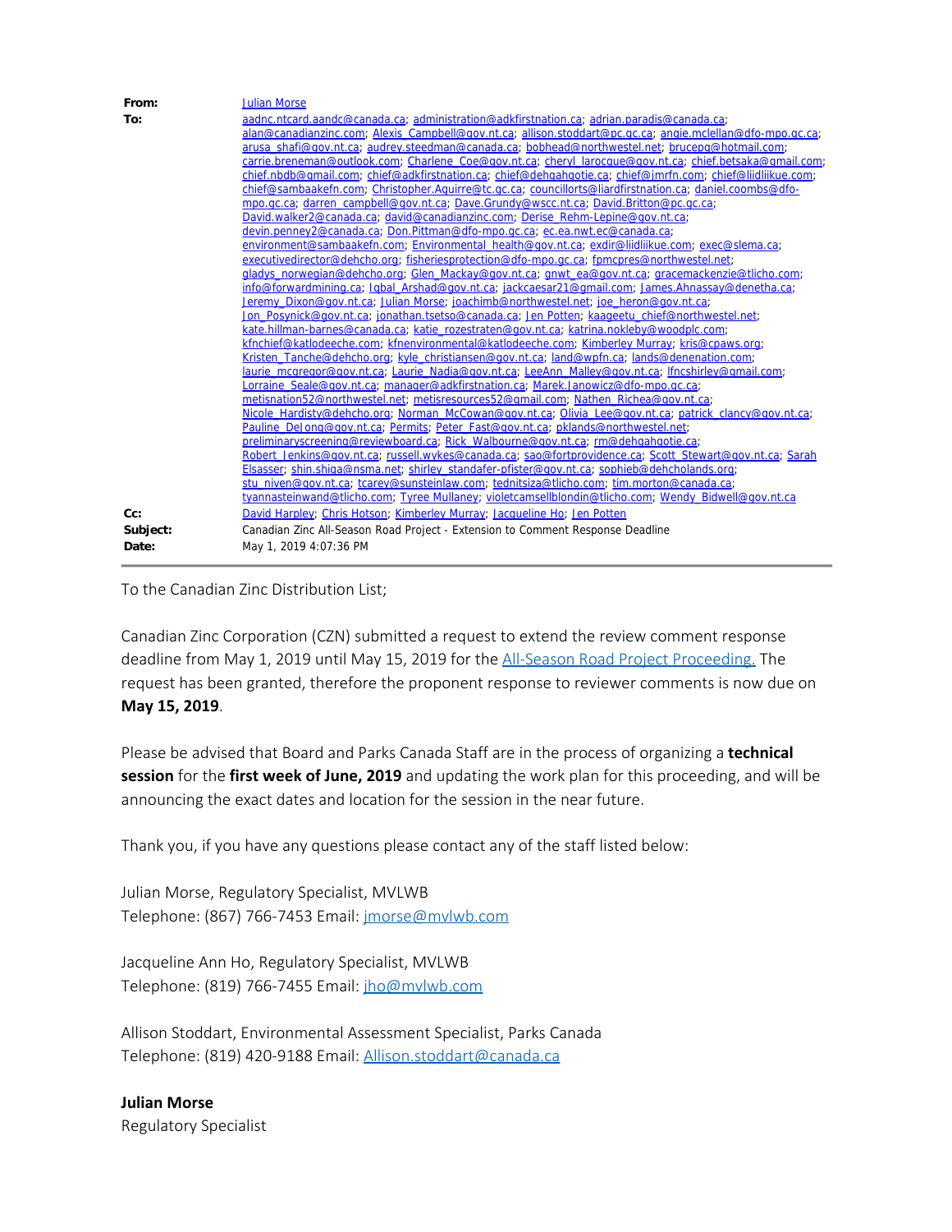**From:** Julian Morse

**To:** aadnc.ntcard.aandc@canada.ca; administration@adkfirstnation.ca; adrian.paradis@canada.ca; alan@canadianzinc.com; Alexis_Campbell@gov.nt.ca; allison.stoddart@pc.gc.ca; angie.mclellan@dfo-mpo.gc.ca; arusa_shafi@gov.nt.ca; audrey.steedman@canada.ca; bobhead@northwestel.net; brucepg@hotmail.com; carrie.breneman@outlook.com; Charlene_Coe@gov.nt.ca; cheryl_larocque@gov.nt.ca; chief.betsaka@gmail.com; chief.nbdb@gmail.com; chief@adkfirstnation.ca; chief@dehgahgotie.ca; chief@jmrfn.com; chief@liidliikue.com; chief@sambaakefn.com; Christopher.Aguirre@tc.gc.ca; councillorts@liardfirstnation.ca; daniel.coombs@dfo-mpo.gc.ca; darren_campbell@gov.nt.ca; Dave.Grundy@wscc.nt.ca; David.Britton@pc.gc.ca; David.walker2@canada.ca; david@canadianzinc.com; Derise_Rehm-Lepine@gov.nt.ca; devin.penney2@canada.ca; Don.Pittman@dfo-mpo.gc.ca; ec.ea.nwt.ec@canada.ca; environment@sambaakefn.com; Environmental_health@gov.nt.ca; exdir@liidliikue.com; exec@slema.ca; executivedirector@dehcho.org; fisheriesprotection@dfo-mpo.gc.ca; fpmcpres@northwestel.net; gladys_norwegian@dehcho.org; Glen_Mackay@gov.nt.ca; gnwt_ea@gov.nt.ca; gracemackenzie@tlicho.com; info@forwardmining.ca; Iqbal_Arshad@gov.nt.ca; jackcaesar21@gmail.com; James.Ahnassay@denetha.ca; Jeremy_Dixon@gov.nt.ca; Julian Morse; joachimb@northwestel.net; joe_heron@gov.nt.ca; Jon_Posynick@gov.nt.ca; jonathan.tsetso@canada.ca; Jen Potten; kaageetu_chief@northwestel.net; kate.hillman-barnes@canada.ca; katie_rozestraten@gov.nt.ca; katrina.nokleby@woodplc.com; kfnchief@katlodeeche.com; kfnenvironmental@katlodeeche.com; Kimberley Murray; kris@cpaws.org; Kristen_Tanche@dehcho.org; kyle_christiansen@gov.nt.ca; land@wpfn.ca; lands@denenation.com; laurie_mcgregor@gov.nt.ca; Laurie_Nadia@gov.nt.ca; LeeAnn_Malley@gov.nt.ca; lfncshirley@gmail.com; Lorraine_Seale@gov.nt.ca; manager@adkfirstnation.ca; Marek.Janowicz@dfo-mpo.gc.ca; metisnation52@northwestel.net; metisresources52@gmail.com; Nathen_Richea@gov.nt.ca; Nicole_Hardisty@dehcho.org; Norman_McCowan@gov.nt.ca; Olivia_Lee@gov.nt.ca; patrick_clancy@gov.nt.ca; Pauline_DeJong@gov.nt.ca; Permits; Peter_Fast@gov.nt.ca; pklands@northwestel.net; preliminaryscreening@reviewboard.ca; Rick_Walbourne@gov.nt.ca; rm@dehgahgotie.ca; Robert_Jenkins@gov.nt.ca; russell.wykes@canada.ca; sao@fortprovidence.ca; Scott_Stewart@gov.nt.ca; Sarah Elsasser; shin.shiga@nsma.net; shirley_standafer-pfister@gov.nt.ca; sophieb@dehcholands.org; stu_niven@gov.nt.ca; tcarey@sunsteinlaw.com; tednitsiza@tlicho.com; tim.morton@canada.ca; tyannasteinwand@tlicho.com; Tyree Mullaney; violetcamsellblondin@tlicho.com; Wendy_Bidwell@gov.nt.ca

**Cc:** David Harpley; Chris Hotson; Kimberley Murray; Jacqueline Ho; Jen Potten

**Subject:** Canadian Zinc All-Season Road Project - Extension to Comment Response Deadline

**Date:** May 1, 2019 4:07:36 PM

---

To the Canadian Zinc Distribution List;

Canadian Zinc Corporation (CZN) submitted a request to extend the review comment response deadline from May 1, 2019 until May 15, 2019 for the All-Season Road Project Proceeding. The request has been granted, therefore the proponent response to reviewer comments is now due on **May 15, 2019**.

Please be advised that Board and Parks Canada Staff are in the process of organizing a **technical session** for the **first week of June, 2019** and updating the work plan for this proceeding, and will be announcing the exact dates and location for the session in the near future.

Thank you, if you have any questions please contact any of the staff listed below:

Julian Morse, Regulatory Specialist, MVLWB
Telephone: (867) 766-7453 Email: jmorse@mvlwb.com

Jacqueline Ann Ho, Regulatory Specialist, MVLWB
Telephone: (819) 766-7455 Email: jho@mvlwb.com

Allison Stoddart, Environmental Assessment Specialist, Parks Canada
Telephone: (819) 420-9188 Email: Allison.stoddart@canada.ca

**Julian Morse**
Regulatory Specialist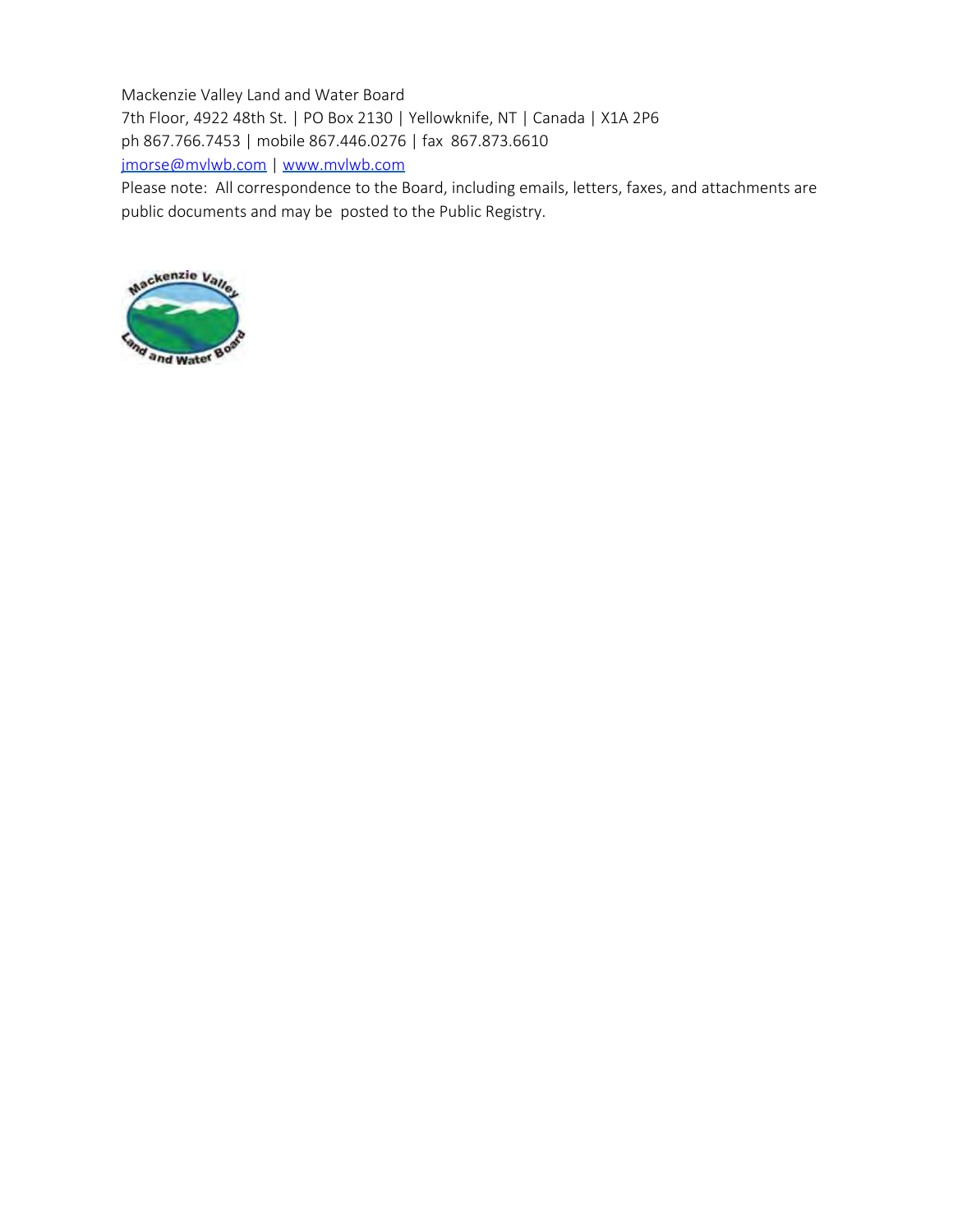Mackenzie Valley Land and Water Board
7th Floor, 4922 48th St. | PO Box 2130 | Yellowknife, NT | Canada | X1A 2P6
ph 867.766.7453 | mobile 867.446.0276 | fax 867.873.6610
[jmorse@mvlwb.com](mailto:jmorse@mvlwb.com) | [www.mvlwb.com](http://www.mvlwb.com)
Please note: All correspondence to the Board, including emails, letters, faxes, and attachments are public documents and may be posted to the Public Registry.